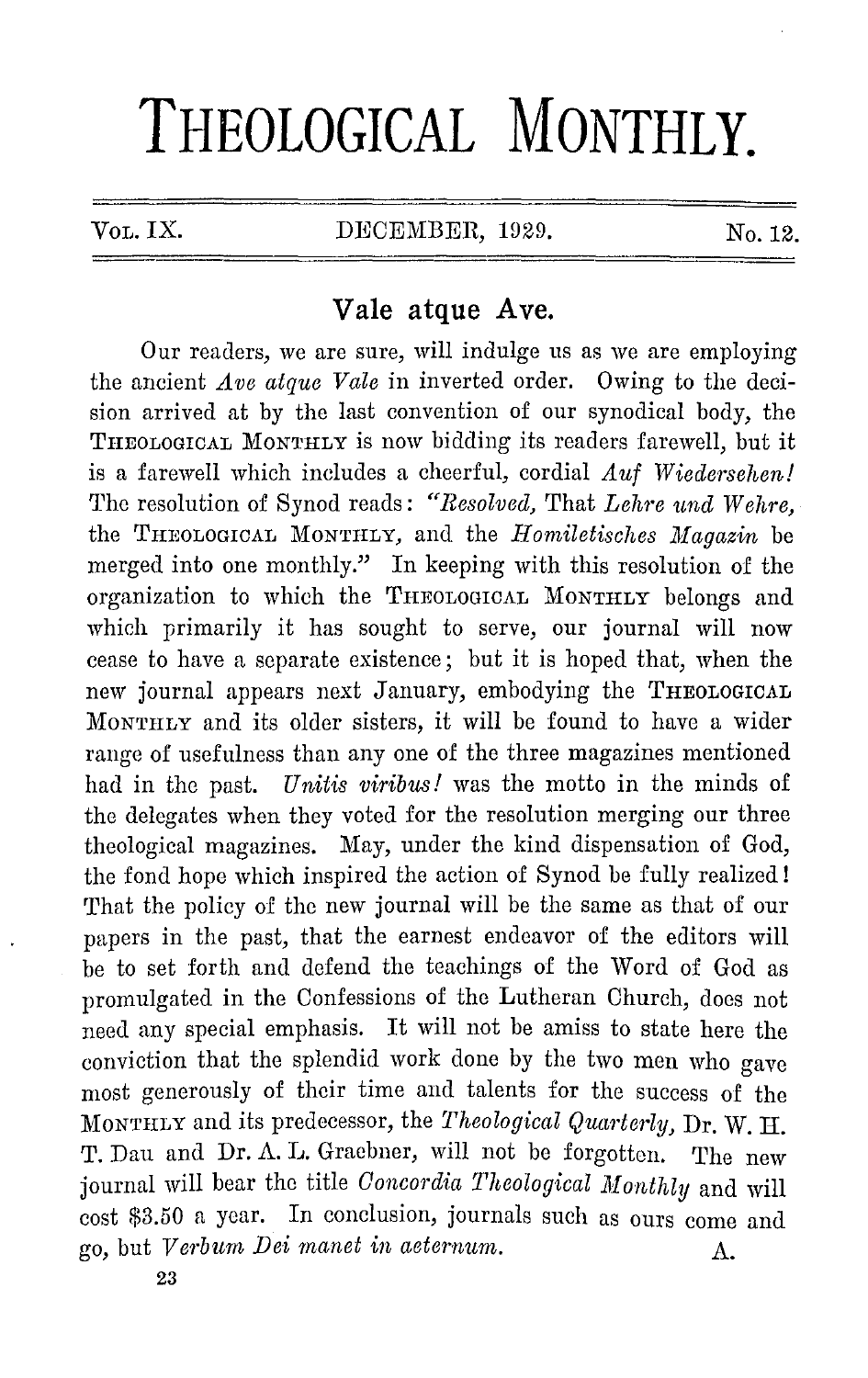# THEOLOGICAL MONTHLY.

Vol. IX. DECEMBER, 1929. No. 12.

## Vale atque Ave.

Our readers, we are sure, will indulge us as we are employing the ancient *Ave atque Vale* in inverted order. Owing to the decision arrived at by the last convention of our synodical body, the THEOLOGICAL MONTHLY is now bidding its readers farewell, but it is a farewell which includes a cheerful, cordial *Auf Wiedersehen!* The resolution of Synod reads: *"Resolved,* That *Lehre und Wehre,* the THEOLOGICAL MONTHLY, and the *Homiletisches Magazin* be merged into one monthly." In keeping with this resolution of the organization to which the THEOLOGICAL MONTHLY belongs and which primarily it has sought to serve, our journal will now cease to have a separate existence; but it is hoped that, when the new journal appears next January, embodying the THEOLOGICAL MONTHLY and its older sisters, it will be found to have a wider range of usefulness than any one of the three magazines mentioned had in the past. *Unitis viribus!* was the motto in the minds of the delegates when they voted for the resolution merging our three theological magazines. May, under the kind dispensation of God, the fond hope which inspired the action of Synod be fully realized! That the policy of the new journal will be the same as that of our papers in the past, that the earnest endeavor of the editors will be to set forth and defend the teachings of the Word of God as promulgated in the Confessions of the Lutheran Church, does not need any special emphasis. It will not be amiss to state here the conviction that the splendid work done by the two men who gave most generously of their time and talents for the success of the MONTHLY and its predecessor, the *Theological Quarterly,* Dr. W. H. T. Dau and Dr. A. L. Graebner, will not be forgotten. The new journal will bear the title *Concordia Theological Monthly* and will cost $3.50 a year. In conclusion, journals such as ours come and go, but *Verbum Dei manet in aeternum.*

A.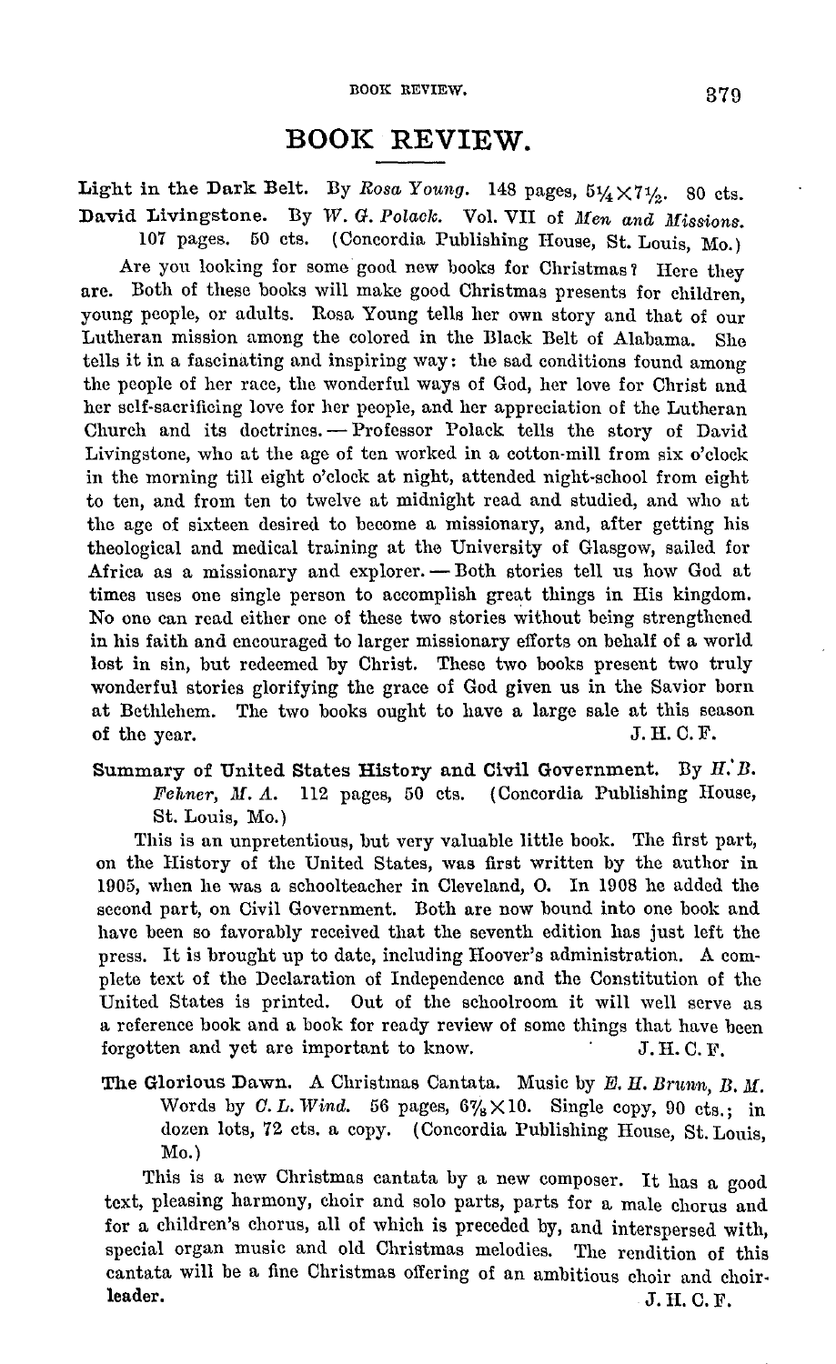# BOOK REVIEW.

**Light in the Dark Belt.** By *Rosa Young.* 148 pages, $5\frac{1}{4} \times 7\frac{1}{2}$. 80 cts.
**David Livingstone.** By *W. G. Polack.* Vol. VII of *Men and Missions.* 107 pages. 50 cts. (Concordia Publishing House, St. Louis, Mo.)

Are you looking for some good new books for Christmas? Here they are. Both of these books will make good Christmas presents for children, young people, or adults. Rosa Young tells her own story and that of our Lutheran mission among the colored in the Black Belt of Alabama. She tells it in a fascinating and inspiring way: the sad conditions found among the people of her race, the wonderful ways of God, her love for Christ and her self-sacrificing love for her people, and her appreciation of the Lutheran Church and its doctrines. — Professor Polack tells the story of David Livingstone, who at the age of ten worked in a cotton-mill from six o'clock in the morning till eight o'clock at night, attended night-school from eight to ten, and from ten to twelve at midnight read and studied, and who at the age of sixteen desired to become a missionary, and, after getting his theological and medical training at the University of Glasgow, sailed for Africa as a missionary and explorer. — Both stories tell us how God at times uses one single person to accomplish great things in His kingdom. No one can read either one of these two stories without being strengthened in his faith and encouraged to larger missionary efforts on behalf of a world lost in sin, but redeemed by Christ. These two books present two truly wonderful stories glorifying the grace of God given us in the Savior born at Bethlehem. The two books ought to have a large sale at this season of the year. J. H. C. F.

**Summary of United States History and Civil Government.** By *H. B. Fehner, M. A.* 112 pages, 50 cts. (Concordia Publishing House, St. Louis, Mo.)

This is an unpretentious, but very valuable little book. The first part, on the History of the United States, was first written by the author in 1905, when he was a schoolteacher in Cleveland, O. In 1908 he added the second part, on Civil Government. Both are now bound into one book and have been so favorably received that the seventh edition has just left the press. It is brought up to date, including Hoover's administration. A complete text of the Declaration of Independence and the Constitution of the United States is printed. Out of the schoolroom it will well serve as a reference book and a book for ready review of some things that have been forgotten and yet are important to know. J. H. C. F.

**The Glorious Dawn.** A Christmas Cantata. Music by *E. H. Brunn, B. M.* Words by *C. L. Wind.* 56 pages, $6\frac{7}{8} \times 10$. Single copy, 90 cts.; in dozen lots, 72 cts. a copy. (Concordia Publishing House, St. Louis, Mo.)

This is a new Christmas cantata by a new composer. It has a good text, pleasing harmony, choir and solo parts, parts for a male chorus and for a children's chorus, all of which is preceded by, and interspersed with, special organ music and old Christmas melodies. The rendition of this cantata will be a fine Christmas offering of an ambitious choir and choir-leader. J. H. C. F.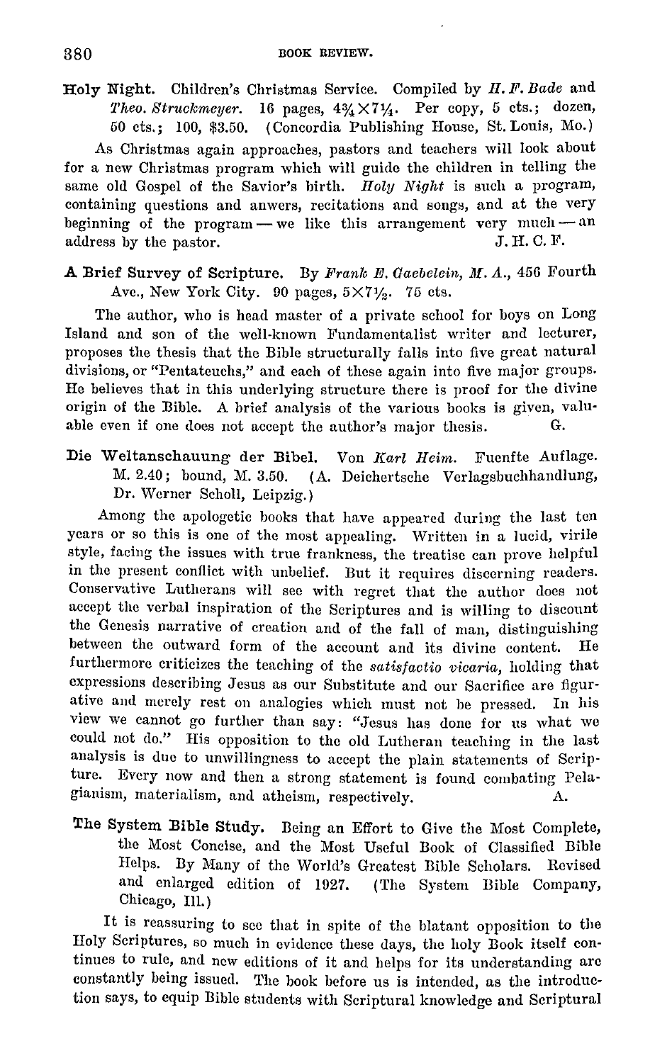**Holy Night.** Children's Christmas Service. Compiled by *H. F. Bade* and *Theo. Struckmeyer.* 16 pages, $4\frac{3}{4} \times 7\frac{1}{4}$. Per copy, 5 cts.; dozen, 50 cts.; 100, \$3.50. (Concordia Publishing House, St. Louis, Mo.)

As Christmas again approaches, pastors and teachers will look about for a new Christmas program which will guide the children in telling the same old Gospel of the Savior's birth. *Holy Night* is such a program, containing questions and anwers, recitations and songs, and at the very beginning of the program — we like this arrangement very much — an address by the pastor. J. H. C. F.

**A Brief Survey of Scripture.** By *Frank E. Gaebelein, M. A.*, 456 Fourth Ave., New York City. 90 pages, $5 \times 7\frac{1}{2}$. 75 cts.

The author, who is head master of a private school for boys on Long Island and son of the well-known Fundamentalist writer and lecturer, proposes the thesis that the Bible structurally falls into five great natural divisions, or "Pentateuchs," and each of these again into five major groups. He believes that in this underlying structure there is proof for the divine origin of the Bible. A brief analysis of the various books is given, valuable even if one does not accept the author's major thesis. G.

**Die Weltanschauung der Bibel.** Von *Karl Heim.* Fuenfte Auflage. M. 2.40; bound, M. 3.50. (A. Deichertsche Verlagsbuchhandlung, Dr. Werner Scholl, Leipzig.)

Among the apologetic books that have appeared during the last ten years or so this is one of the most appealing. Written in a lucid, virile style, facing the issues with true frankness, the treatise can prove helpful in the present conflict with unbelief. But it requires discerning readers. Conservative Lutherans will see with regret that the author does not accept the verbal inspiration of the Scriptures and is willing to discount the Genesis narrative of creation and of the fall of man, distinguishing between the outward form of the account and its divine content. He furthermore criticizes the teaching of the *satisfactio vicaria*, holding that expressions describing Jesus as our Substitute and our Sacrifice are figurative and merely rest on analogies which must not be pressed. In his view we cannot go further than say: "Jesus has done for us what we could not do." His opposition to the old Lutheran teaching in the last analysis is due to unwillingness to accept the plain statements of Scripture. Every now and then a strong statement is found combating Pelagianism, materialism, and atheism, respectively. A.

**The System Bible Study.** Being an Effort to Give the Most Complete, the Most Concise, and the Most Useful Book of Classified Bible Helps. By Many of the World's Greatest Bible Scholars. Revised and enlarged edition of 1927. (The System Bible Company, Chicago, Ill.)

It is reassuring to see that in spite of the blatant opposition to the Holy Scriptures, so much in evidence these days, the holy Book itself continues to rule, and new editions of it and helps for its understanding are constantly being issued. The book before us is intended, as the introduction says, to equip Bible students with Scriptural knowledge and Scriptural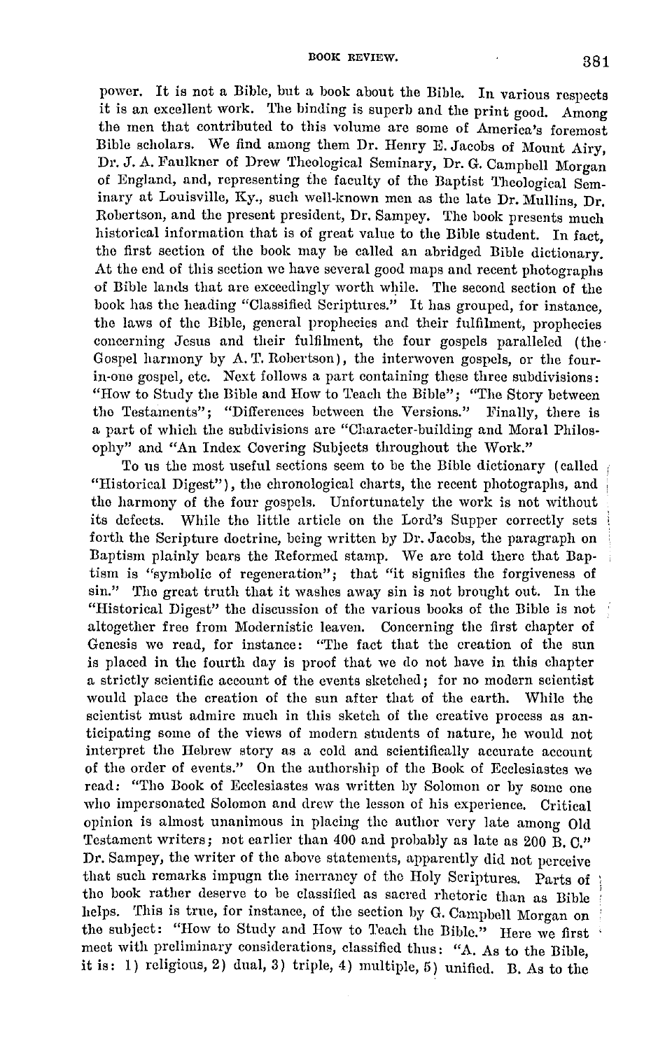power. It is not a Bible, but a book about the Bible. In various respects it is an excellent work. The binding is superb and the print good. Among the men that contributed to this volume are some of America's foremost Bible scholars. We find among them Dr. Henry E. Jacobs of Mount Airy, Dr. J. A. Faulkner of Drew Theological Seminary, Dr. G. Campbell Morgan of England, and, representing the faculty of the Baptist Theological Seminary at Louisville, Ky., such well-known men as the late Dr. Mullins, Dr. Robertson, and the present president, Dr. Sampey. The book presents much historical information that is of great value to the Bible student. In fact, the first section of the book may be called an abridged Bible dictionary. At the end of this section we have several good maps and recent photographs of Bible lands that are exceedingly worth while. The second section of the book has the heading "Classified Scriptures." It has grouped, for instance, the laws of the Bible, general prophecies and their fulfilment, prophecies concerning Jesus and their fulfilment, the four gospels paralleled (the Gospel harmony by A. T. Robertson), the interwoven gospels, or the four-in-one gospel, etc. Next follows a part containing these three subdivisions: "How to Study the Bible and How to Teach the Bible"; "The Story between the Testaments"; "Differences between the Versions." Finally, there is a part of which the subdivisions are "Character-building and Moral Philosophy" and "An Index Covering Subjects throughout the Work."

To us the most useful sections seem to be the Bible dictionary (called "Historical Digest"), the chronological charts, the recent photographs, and the harmony of the four gospels. Unfortunately the work is not without its defects. While the little article on the Lord's Supper correctly sets forth the Scripture doctrine, being written by Dr. Jacobs, the paragraph on Baptism plainly bears the Reformed stamp. We are told there that Baptism is "symbolic of regeneration"; that "it signifies the forgiveness of sin." The great truth that it washes away sin is not brought out. In the "Historical Digest" the discussion of the various books of the Bible is not altogether free from Modernistic leaven. Concerning the first chapter of Genesis we read, for instance: "The fact that the creation of the sun is placed in the fourth day is proof that we do not have in this chapter a strictly scientific account of the events sketched; for no modern scientist would place the creation of the sun after that of the earth. While the scientist must admire much in this sketch of the creative process as anticipating some of the views of modern students of nature, he would not interpret the Hebrew story as a cold and scientifically accurate account of the order of events." On the authorship of the Book of Ecclesiastes we read: "The Book of Ecclesiastes was written by Solomon or by some one who impersonated Solomon and drew the lesson of his experience. Critical opinion is almost unanimous in placing the author very late among Old Testament writers; not earlier than 400 and probably as late as 200 B. C." Dr. Sampey, the writer of the above statements, apparently did not perceive that such remarks impugn the inerrancy of the Holy Scriptures. Parts of the book rather deserve to be classified as sacred rhetoric than as Bible helps. This is true, for instance, of the section by G. Campbell Morgan on the subject: "How to Study and How to Teach the Bible." Here we first meet with preliminary considerations, classified thus: "A. As to the Bible, it is: 1) religious, 2) dual, 3) triple, 4) multiple, 5) unified. B. As to the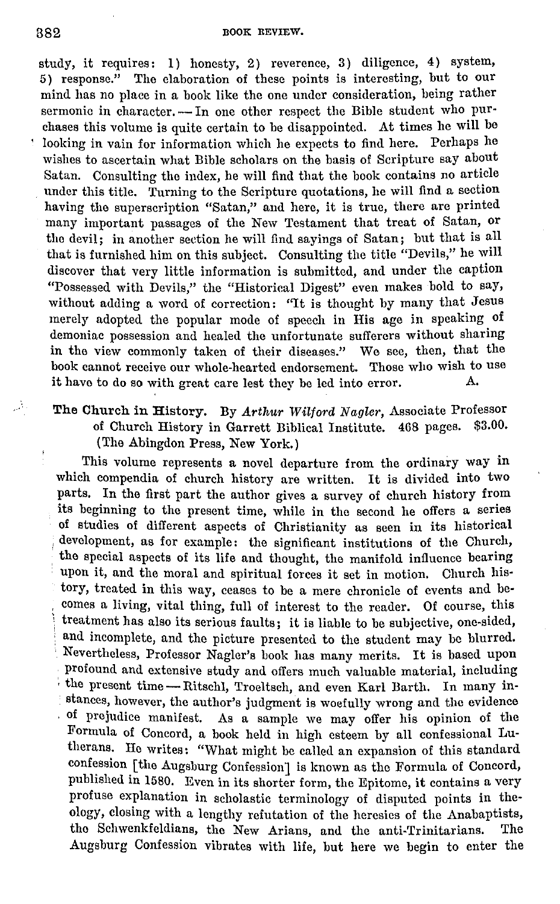study, it requires: 1) honesty, 2) reverence, 3) diligence, 4) system, 5) response." The elaboration of these points is interesting, but to our mind has no place in a book like the one under consideration, being rather sermonic in character. — In one other respect the Bible student who purchases this volume is quite certain to be disappointed. At times he will be looking in vain for information which he expects to find here. Perhaps he wishes to ascertain what Bible scholars on the basis of Scripture say about Satan. Consulting the index, he will find that the book contains no article under this title. Turning to the Scripture quotations, he will find a section having the superscription "Satan," and here, it is true, there are printed many important passages of the New Testament that treat of Satan, or the devil; in another section he will find sayings of Satan; but that is all that is furnished him on this subject. Consulting the title "Devils," he will discover that very little information is submitted, and under the caption "Possessed with Devils," the "Historical Digest" even makes bold to say, without adding a word of correction: "It is thought by many that Jesus merely adopted the popular mode of speech in His age in speaking of demoniac possession and healed the unfortunate sufferers without sharing in the view commonly taken of their diseases." We see, then, that the book cannot receive our whole-hearted endorsement. Those who wish to use it have to do so with great care lest they be led into error. A.

**The Church in History.** By *Arthur Wilford Nagler*, Associate Professor of Church History in Garrett Biblical Institute. 468 pages. $3.00. (The Abingdon Press, New York.)

This volume represents a novel departure from the ordinary way in which compendia of church history are written. It is divided into two parts. In the first part the author gives a survey of church history from its beginning to the present time, while in the second he offers a series of studies of different aspects of Christianity as seen in its historical development, as for example: the significant institutions of the Church, the special aspects of its life and thought, the manifold influence bearing upon it, and the moral and spiritual forces it set in motion. Church history, treated in this way, ceases to be a mere chronicle of events and becomes a living, vital thing, full of interest to the reader. Of course, this treatment has also its serious faults; it is liable to be subjective, one-sided, and incomplete, and the picture presented to the student may be blurred. Nevertheless, Professor Nagler's book has many merits. It is based upon profound and extensive study and offers much valuable material, including the present time — Ritschl, Troeltsch, and even Karl Barth. In many instances, however, the author's judgment is woefully wrong and the evidence of prejudice manifest. As a sample we may offer his opinion of the Formula of Concord, a book held in high esteem by all confessional Lutherans. He writes: "What might be called an expansion of this standard confession [the Augsburg Confession] is known as the Formula of Concord, published in 1580. Even in its shorter form, the Epitome, it contains a very profuse explanation in scholastic terminology of disputed points in theology, closing with a lengthy refutation of the heresies of the Anabaptists, the Schwenkfeldians, the New Arians, and the anti-Trinitarians. The Augsburg Confession vibrates with life, but here we begin to enter the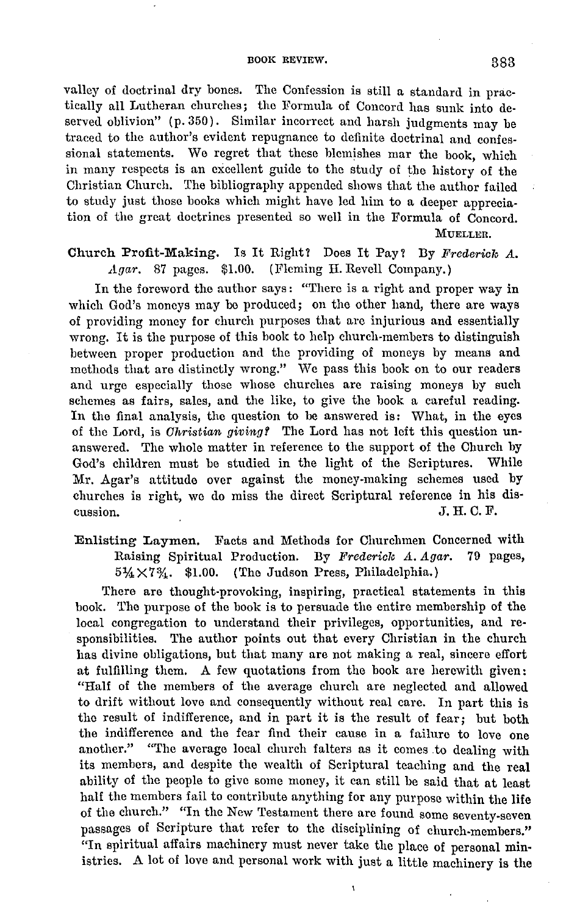valley of doctrinal dry bones. The Confession is still a standard in practically all Lutheran churches; the Formula of Concord has sunk into deserved oblivion" (p. 350). Similar incorrect and harsh judgments may be traced to the author's evident repugnance to definite doctrinal and confessional statements. We regret that these blemishes mar the book, which in many respects is an excellent guide to the study of the history of the Christian Church. The bibliography appended shows that the author failed to study just those books which might have led him to a deeper appreciation of the great doctrines presented so well in the Formula of Concord.

MUELLER.

**Church Profit-Making.** Is It Right? Does It Pay? By *Frederick A. Agar.* 87 pages. $1.00. (Fleming H. Revell Company.)

In the foreword the author says: "There is a right and proper way in which God's moneys may be produced; on the other hand, there are ways of providing money for church purposes that are injurious and essentially wrong. It is the purpose of this book to help church-members to distinguish between proper production and the providing of moneys by means and methods that are distinctly wrong." We pass this book on to our readers and urge especially those whose churches are raising moneys by such schemes as fairs, sales, and the like, to give the book a careful reading. In the final analysis, the question to be answered is: What, in the eyes of the Lord, is *Christian giving?* The Lord has not left this question unanswered. The whole matter in reference to the support of the Church by God's children must be studied in the light of the Scriptures. While Mr. Agar's attitude over against the money-making schemes used by churches is right, we do miss the direct Scriptural reference in his discussion.

J. H. C. F.

**Enlisting Laymen.** Facts and Methods for Churchmen Concerned with Raising Spiritual Production. By *Frederick A. Agar.* 79 pages, 5¼×7¾. $1.00. (The Judson Press, Philadelphia.)

There are thought-provoking, inspiring, practical statements in this book. The purpose of the book is to persuade the entire membership of the local congregation to understand their privileges, opportunities, and responsibilities. The author points out that every Christian in the church has divine obligations, but that many are not making a real, sincere effort at fulfilling them. A few quotations from the book are herewith given: "Half of the members of the average church are neglected and allowed to drift without love and consequently without real care. In part this is the result of indifference, and in part it is the result of fear; but both the indifference and the fear find their cause in a failure to love one another." "The average local church falters as it comes to dealing with its members, and despite the wealth of Scriptural teaching and the real ability of the people to give some money, it can still be said that at least half the members fail to contribute anything for any purpose within the life of the church." "In the New Testament there are found some seventy-seven passages of Scripture that refer to the disciplining of church-members." "In spiritual affairs machinery must never take the place of personal ministries. A lot of love and personal work with just a little machinery is the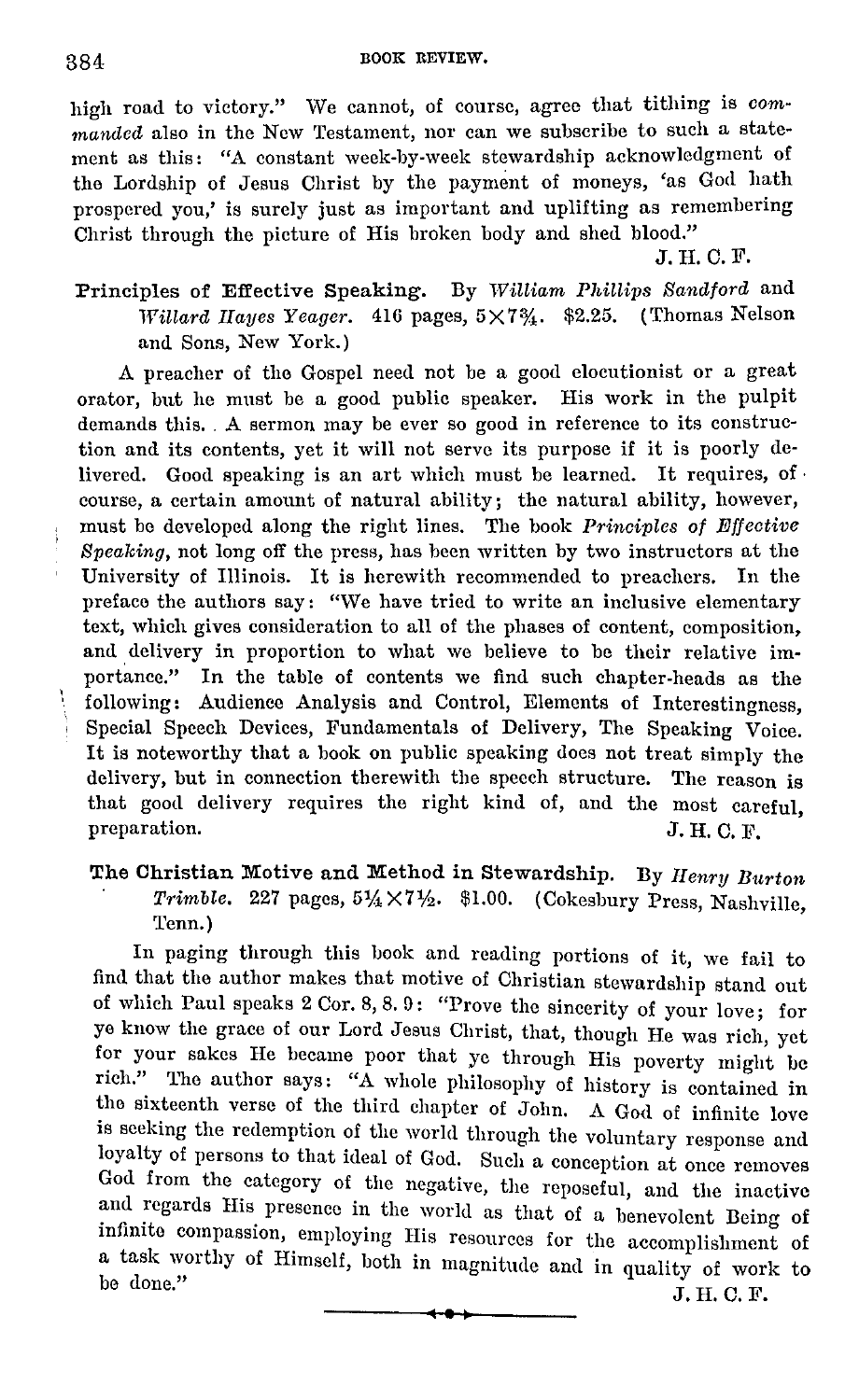high road to victory." We cannot, of course, agree that tithing is *commanded* also in the New Testament, nor can we subscribe to such a statement as this: "A constant week-by-week stewardship acknowledgment of the Lordship of Jesus Christ by the payment of moneys, 'as God hath prospered you,' is surely just as important and uplifting as remembering Christ through the picture of His broken body and shed blood."

J. H. C. F.

**Principles of Effective Speaking.** By *William Phillips Sandford* and *Willard Hayes Yeager.* 416 pages, 5×7¾. $2.25. (Thomas Nelson and Sons, New York.)

A preacher of the Gospel need not be a good elocutionist or a great orator, but he must be a good public speaker. His work in the pulpit demands this. A sermon may be ever so good in reference to its construction and its contents, yet it will not serve its purpose if it is poorly delivered. Good speaking is an art which must be learned. It requires, of course, a certain amount of natural ability; the natural ability, however, must be developed along the right lines. The book *Principles of Effective Speaking,* not long off the press, has been written by two instructors at the University of Illinois. It is herewith recommended to preachers. In the preface the authors say: "We have tried to write an inclusive elementary text, which gives consideration to all of the phases of content, composition, and delivery in proportion to what we believe to be their relative importance." In the table of contents we find such chapter-heads as the following: Audience Analysis and Control, Elements of Interestingness, Special Speech Devices, Fundamentals of Delivery, The Speaking Voice. It is noteworthy that a book on public speaking does not treat simply the delivery, but in connection therewith the speech structure. The reason is that good delivery requires the right kind of, and the most careful, preparation.

J. H. C. F.

**The Christian Motive and Method in Stewardship.** By *Henry Burton Trimble.* 227 pages, 5¼×7½. $1.00. (Cokesbury Press, Nashville, Tenn.)

In paging through this book and reading portions of it, we fail to find that the author makes that motive of Christian stewardship stand out of which Paul speaks 2 Cor. 8, 8. 9: "Prove the sincerity of your love; for ye know the grace of our Lord Jesus Christ, that, though He was rich, yet for your sakes He became poor that ye through His poverty might be rich." The author says: "A whole philosophy of history is contained in the sixteenth verse of the third chapter of John. A God of infinite love is seeking the redemption of the world through the voluntary response and loyalty of persons to that ideal of God. Such a conception at once removes God from the category of the negative, the reposeful, and the inactive and regards His presence in the world as that of a benevolent Being of infinite compassion, employing His resources for the accomplishment of a task worthy of Himself, both in magnitude and in quality of work to be done."

J. H. C. F.